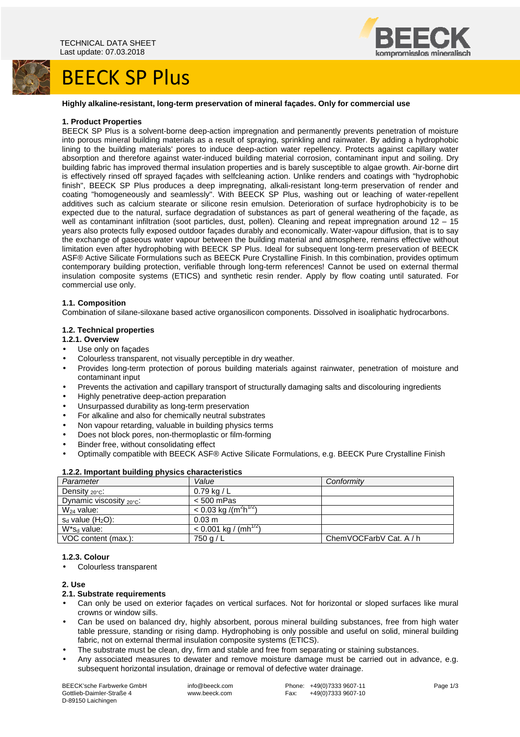TECHNICAL DATA SHEET
Last update: 07.03.2018

# BEECK SP Plus

**Highly alkaline-resistant, long-term preservation of mineral façades. Only for commercial use**

## 1. Product Properties

BEECK SP Plus is a solvent-borne deep-action impregnation and permanently prevents penetration of moisture into porous mineral building materials as a result of spraying, sprinkling and rainwater. By adding a hydrophobic lining to the building materials' pores to induce deep-action water repellency. Protects against capillary water absorption and therefore against water-induced building material corrosion, contaminant input and soiling. Dry building fabric has improved thermal insulation properties and is barely susceptible to algae growth. Air-borne dirt is effectively rinsed off sprayed façades with selfcleaning action. Unlike renders and coatings with "hydrophobic finish", BEECK SP Plus produces a deep impregnating, alkali-resistant long-term preservation of render and coating "homogeneously and seamlessly". With BEECK SP Plus, washing out or leaching of water-repellent additives such as calcium stearate or silicone resin emulsion. Deterioration of surface hydrophobicity is to be expected due to the natural, surface degradation of substances as part of general weathering of the façade, as well as contaminant infiltration (soot particles, dust, pollen). Cleaning and repeat impregnation around 12 – 15 years also protects fully exposed outdoor façades durably and economically. Water-vapour diffusion, that is to say the exchange of gaseous water vapour between the building material and atmosphere, remains effective without limitation even after hydrophobing with BEECK SP Plus. Ideal for subsequent long-term preservation of BEECK ASF® Active Silicate Formulations such as BEECK Pure Crystalline Finish. In this combination, provides optimum contemporary building protection, verifiable through long-term references! Cannot be used on external thermal insulation composite systems (ETICS) and synthetic resin render. Apply by flow coating until saturated. For commercial use only.

### 1.1. Composition

Combination of silane-siloxane based active organosilicon components. Dissolved in isoaliphatic hydrocarbons.

### 1.2. Technical properties

#### 1.2.1. Overview

- Use only on façades
- Colourless transparent, not visually perceptible in dry weather.
- Provides long-term protection of porous building materials against rainwater, penetration of moisture and contaminant input
- Prevents the activation and capillary transport of structurally damaging salts and discolouring ingredients
- Highly penetrative deep-action preparation
- Unsurpassed durability as long-term preservation
- For alkaline and also for chemically neutral substrates
- Non vapour retarding, valuable in building physics terms
- Does not block pores, non-thermoplastic or film-forming
- Binder free, without consolidating effect
- Optimally compatible with BEECK ASF® Active Silicate Formulations, e.g. BEECK Pure Crystalline Finish

#### 1.2.2. Important building physics characteristics

| *Parameter* | *Value* | *Conformity* |
|---|---|---|
| Density $_{20°C}$: | 0.79 kg / L | |
| Dynamic viscosity $_{20°C}$: | < 500 mPas | |
| $W_{24}$ value: | < 0.03 kg /($m^2h^{1/2}$) | |
| $s_d$ value ($H_2O$): | 0.03 m | |
| $W^*s_d$ value: | < 0.001 kg / ($mh^{1/2}$) | |
| VOC content (max.): | 750 g / L | ChemVOCFarbV Cat. A / h |

#### 1.2.3. Colour

- Colourless transparent

## 2. Use

### 2.1. Substrate requirements

- Can only be used on exterior façades on vertical surfaces. Not for horizontal or sloped surfaces like mural crowns or window sills.
- Can be used on balanced dry, highly absorbent, porous mineral building substances, free from high water table pressure, standing or rising damp. Hydrophobing is only possible and useful on solid, mineral building fabric, not on external thermal insulation composite systems (ETICS).
- The substrate must be clean, dry, firm and stable and free from separating or staining substances.
- Any associated measures to dewater and remove moisture damage must be carried out in advance, e.g. subsequent horizontal insulation, drainage or removal of defective water drainage.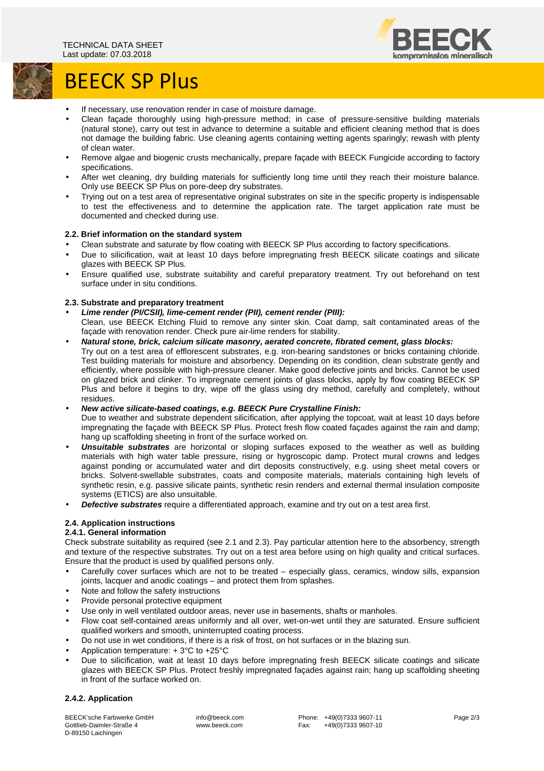# BEECK SP Plus

- If necessary, use renovation render in case of moisture damage.
- Clean façade thoroughly using high-pressure method; in case of pressure-sensitive building materials (natural stone), carry out test in advance to determine a suitable and efficient cleaning method that is does not damage the building fabric. Use cleaning agents containing wetting agents sparingly; rewash with plenty of clean water.
- Remove algae and biogenic crusts mechanically, prepare façade with BEECK Fungicide according to factory specifications.
- After wet cleaning, dry building materials for sufficiently long time until they reach their moisture balance. Only use BEECK SP Plus on pore-deep dry substrates.
- Trying out on a test area of representative original substrates on site in the specific property is indispensable to test the effectiveness and to determine the application rate. The target application rate must be documented and checked during use.

### 2.2. Brief information on the standard system

- Clean substrate and saturate by flow coating with BEECK SP Plus according to factory specifications.
- Due to silicification, wait at least 10 days before impregnating fresh BEECK silicate coatings and silicate glazes with BEECK SP Plus.
- Ensure qualified use, substrate suitability and careful preparatory treatment. Try out beforehand on test surface under in situ conditions.

### 2.3. Substrate and preparatory treatment

- ***Lime render (PI/CSII), lime-cement render (PII), cement render (PIII):***
  Clean, use BEECK Etching Fluid to remove any sinter skin. Coat damp, salt contaminated areas of the façade with renovation render. Check pure air-lime renders for stability.
- ***Natural stone, brick, calcium silicate masonry, aerated concrete, fibrated cement, glass blocks:***
  Try out on a test area of efflorescent substrates, e.g. iron-bearing sandstones or bricks containing chloride. Test building materials for moisture and absorbency. Depending on its condition, clean substrate gently and efficiently, where possible with high-pressure cleaner. Make good defective joints and bricks. Cannot be used on glazed brick and clinker. To impregnate cement joints of glass blocks, apply by flow coating BEECK SP Plus and before it begins to dry, wipe off the glass using dry method, carefully and completely, without residues.
- ***New active silicate-based coatings, e.g. BEECK Pure Crystalline Finish:***
  Due to weather and substrate dependent silicification, after applying the topcoat, wait at least 10 days before impregnating the façade with BEECK SP Plus. Protect fresh flow coated façades against the rain and damp; hang up scaffolding sheeting in front of the surface worked on.
- ***Unsuitable substrates*** are horizontal or sloping surfaces exposed to the weather as well as building materials with high water table pressure, rising or hygroscopic damp. Protect mural crowns and ledges against ponding or accumulated water and dirt deposits constructively, e.g. using sheet metal covers or bricks. Solvent-swellable substrates, coats and composite materials, materials containing high levels of synthetic resin, e.g. passive silicate paints, synthetic resin renders and external thermal insulation composite systems (ETICS) are also unsuitable.
- ***Defective substrates*** require a differentiated approach, examine and try out on a test area first.

### 2.4. Application instructions

#### 2.4.1. General information

Check substrate suitability as required (see 2.1 and 2.3). Pay particular attention here to the absorbency, strength and texture of the respective substrates. Try out on a test area before using on high quality and critical surfaces. Ensure that the product is used by qualified persons only.

- Carefully cover surfaces which are not to be treated – especially glass, ceramics, window sills, expansion joints, lacquer and anodic coatings – and protect them from splashes.
- Note and follow the safety instructions
- Provide personal protective equipment
- Use only in well ventilated outdoor areas, never use in basements, shafts or manholes.
- Flow coat self-contained areas uniformly and all over, wet-on-wet until they are saturated. Ensure sufficient qualified workers and smooth, uninterrupted coating process.
- Do not use in wet conditions, if there is a risk of frost, on hot surfaces or in the blazing sun.
- Application temperature: + 3°C to +25°C
- Due to silicification, wait at least 10 days before impregnating fresh BEECK silicate coatings and silicate glazes with BEECK SP Plus. Protect freshly impregnated façades against rain; hang up scaffolding sheeting in front of the surface worked on.

#### 2.4.2. Application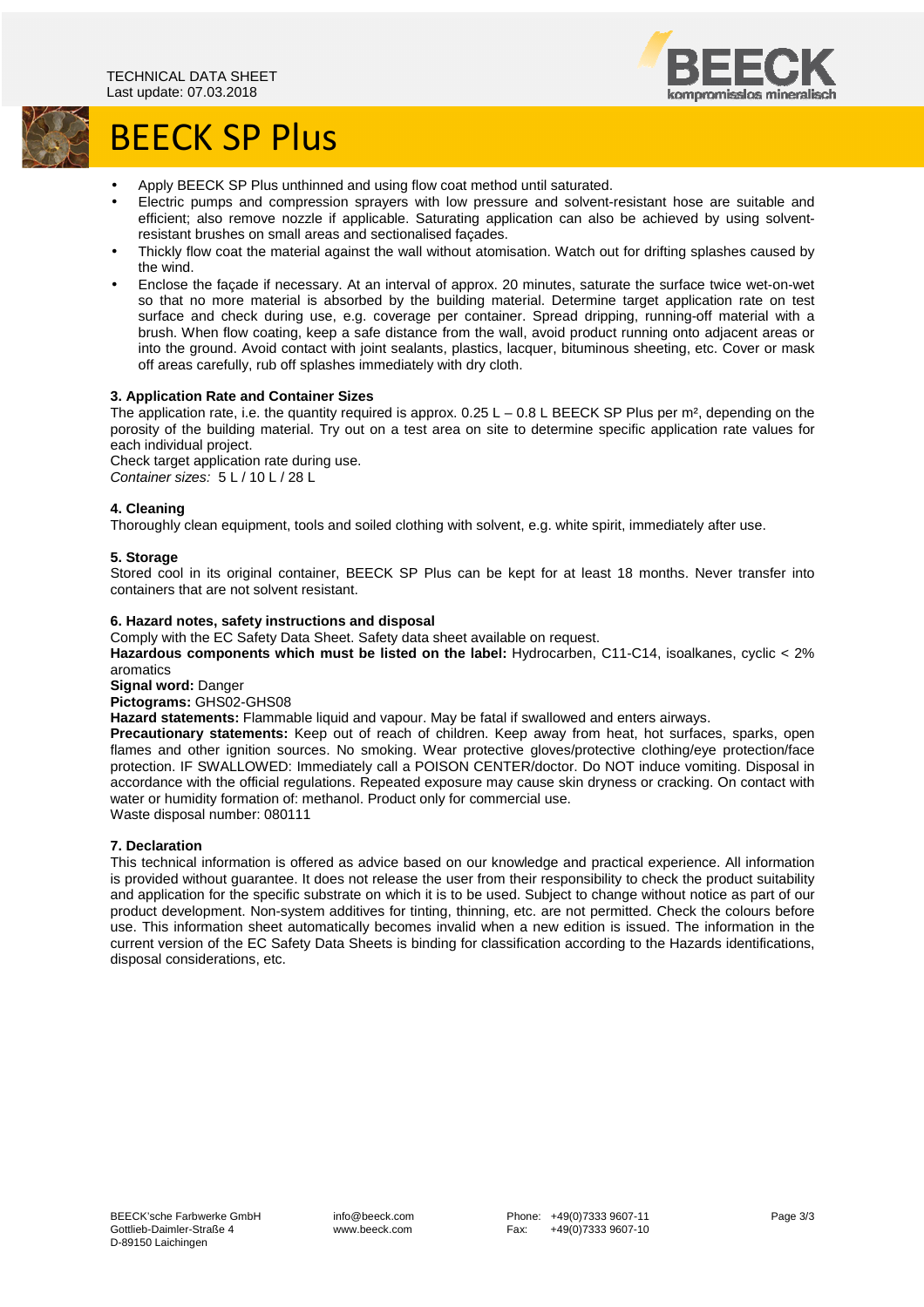# BEECK SP Plus

- Apply BEECK SP Plus unthinned and using flow coat method until saturated.
- Electric pumps and compression sprayers with low pressure and solvent-resistant hose are suitable and efficient; also remove nozzle if applicable. Saturating application can also be achieved by using solvent-resistant brushes on small areas and sectionalised façades.
- Thickly flow coat the material against the wall without atomisation. Watch out for drifting splashes caused by the wind.
- Enclose the façade if necessary. At an interval of approx. 20 minutes, saturate the surface twice wet-on-wet so that no more material is absorbed by the building material. Determine target application rate on test surface and check during use, e.g. coverage per container. Spread dripping, running-off material with a brush. When flow coating, keep a safe distance from the wall, avoid product running onto adjacent areas or into the ground. Avoid contact with joint sealants, plastics, lacquer, bituminous sheeting, etc. Cover or mask off areas carefully, rub off splashes immediately with dry cloth.

### 3. Application Rate and Container Sizes

The application rate, i.e. the quantity required is approx. 0.25 L – 0.8 L BEECK SP Plus per m², depending on the porosity of the building material. Try out on a test area on site to determine specific application rate values for each individual project.

Check target application rate during use.

*Container sizes:* 5 L / 10 L / 28 L

### 4. Cleaning

Thoroughly clean equipment, tools and soiled clothing with solvent, e.g. white spirit, immediately after use.

### 5. Storage

Stored cool in its original container, BEECK SP Plus can be kept for at least 18 months. Never transfer into containers that are not solvent resistant.

### 6. Hazard notes, safety instructions and disposal

Comply with the EC Safety Data Sheet. Safety data sheet available on request.

**Hazardous components which must be listed on the label:** Hydrocarben, C11-C14, isoalkanes, cyclic < 2% aromatics

**Signal word:** Danger

**Pictograms:** GHS02-GHS08

**Hazard statements:** Flammable liquid and vapour. May be fatal if swallowed and enters airways.

**Precautionary statements:** Keep out of reach of children. Keep away from heat, hot surfaces, sparks, open flames and other ignition sources. No smoking. Wear protective gloves/protective clothing/eye protection/face protection. IF SWALLOWED: Immediately call a POISON CENTER/doctor. Do NOT induce vomiting. Disposal in accordance with the official regulations. Repeated exposure may cause skin dryness or cracking. On contact with water or humidity formation of: methanol. Product only for commercial use.

Waste disposal number: 080111

### 7. Declaration

This technical information is offered as advice based on our knowledge and practical experience. All information is provided without guarantee. It does not release the user from their responsibility to check the product suitability and application for the specific substrate on which it is to be used. Subject to change without notice as part of our product development. Non-system additives for tinting, thinning, etc. are not permitted. Check the colours before use. This information sheet automatically becomes invalid when a new edition is issued. The information in the current version of the EC Safety Data Sheets is binding for classification according to the Hazards identifications, disposal considerations, etc.